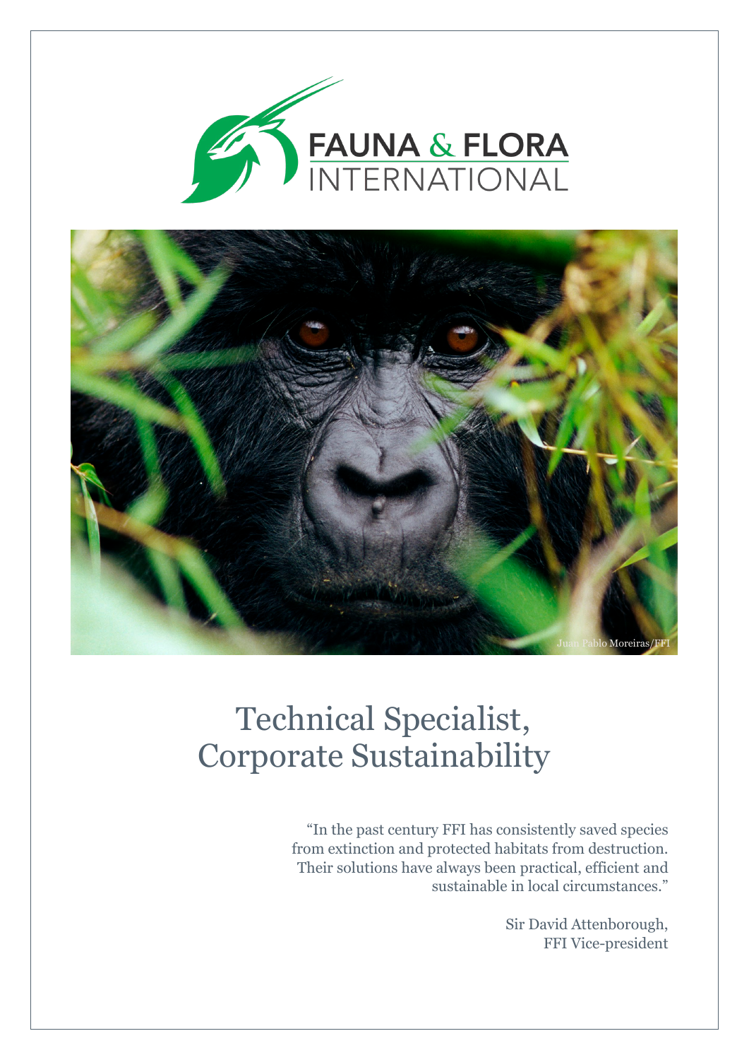FAUNA & FLORA INTERNATIONAL

Juan Pablo Moreiras/FFI

# Technical Specialist, Corporate Sustainability

"In the past century FFI has consistently saved species from extinction and protected habitats from destruction. Their solutions have always been practical, efficient and sustainable in local circumstances."

Sir David Attenborough,
FFI Vice-president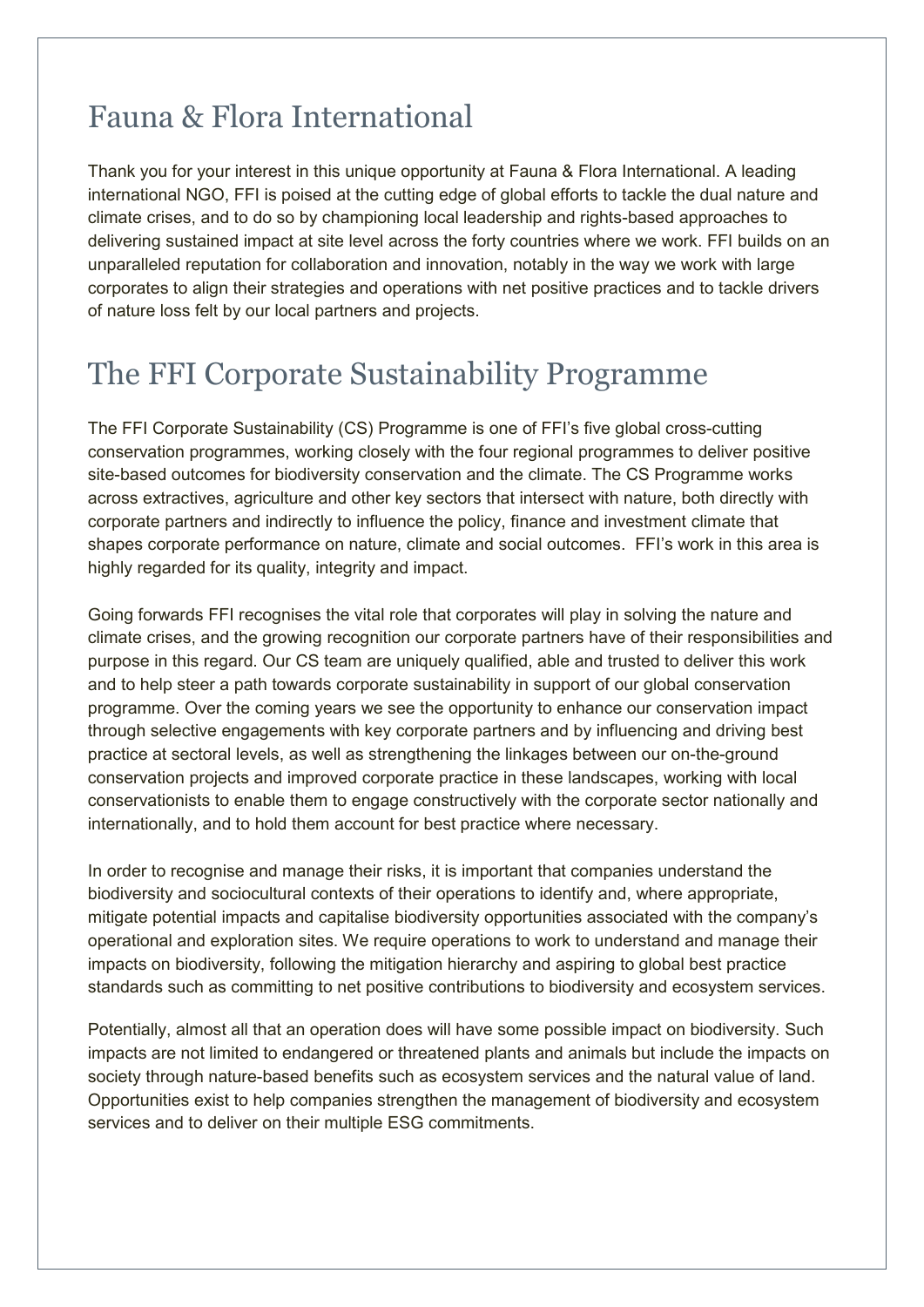# Fauna & Flora International

Thank you for your interest in this unique opportunity at Fauna & Flora International. A leading international NGO, FFI is poised at the cutting edge of global efforts to tackle the dual nature and climate crises, and to do so by championing local leadership and rights-based approaches to delivering sustained impact at site level across the forty countries where we work. FFI builds on an unparalleled reputation for collaboration and innovation, notably in the way we work with large corporates to align their strategies and operations with net positive practices and to tackle drivers of nature loss felt by our local partners and projects.

# The FFI Corporate Sustainability Programme

The FFI Corporate Sustainability (CS) Programme is one of FFI's five global cross-cutting conservation programmes, working closely with the four regional programmes to deliver positive site-based outcomes for biodiversity conservation and the climate. The CS Programme works across extractives, agriculture and other key sectors that intersect with nature, both directly with corporate partners and indirectly to influence the policy, finance and investment climate that shapes corporate performance on nature, climate and social outcomes. FFI's work in this area is highly regarded for its quality, integrity and impact.

Going forwards FFI recognises the vital role that corporates will play in solving the nature and climate crises, and the growing recognition our corporate partners have of their responsibilities and purpose in this regard. Our CS team are uniquely qualified, able and trusted to deliver this work and to help steer a path towards corporate sustainability in support of our global conservation programme. Over the coming years we see the opportunity to enhance our conservation impact through selective engagements with key corporate partners and by influencing and driving best practice at sectoral levels, as well as strengthening the linkages between our on-the-ground conservation projects and improved corporate practice in these landscapes, working with local conservationists to enable them to engage constructively with the corporate sector nationally and internationally, and to hold them account for best practice where necessary.

In order to recognise and manage their risks, it is important that companies understand the biodiversity and sociocultural contexts of their operations to identify and, where appropriate, mitigate potential impacts and capitalise biodiversity opportunities associated with the company's operational and exploration sites. We require operations to work to understand and manage their impacts on biodiversity, following the mitigation hierarchy and aspiring to global best practice standards such as committing to net positive contributions to biodiversity and ecosystem services.

Potentially, almost all that an operation does will have some possible impact on biodiversity. Such impacts are not limited to endangered or threatened plants and animals but include the impacts on society through nature-based benefits such as ecosystem services and the natural value of land. Opportunities exist to help companies strengthen the management of biodiversity and ecosystem services and to deliver on their multiple ESG commitments.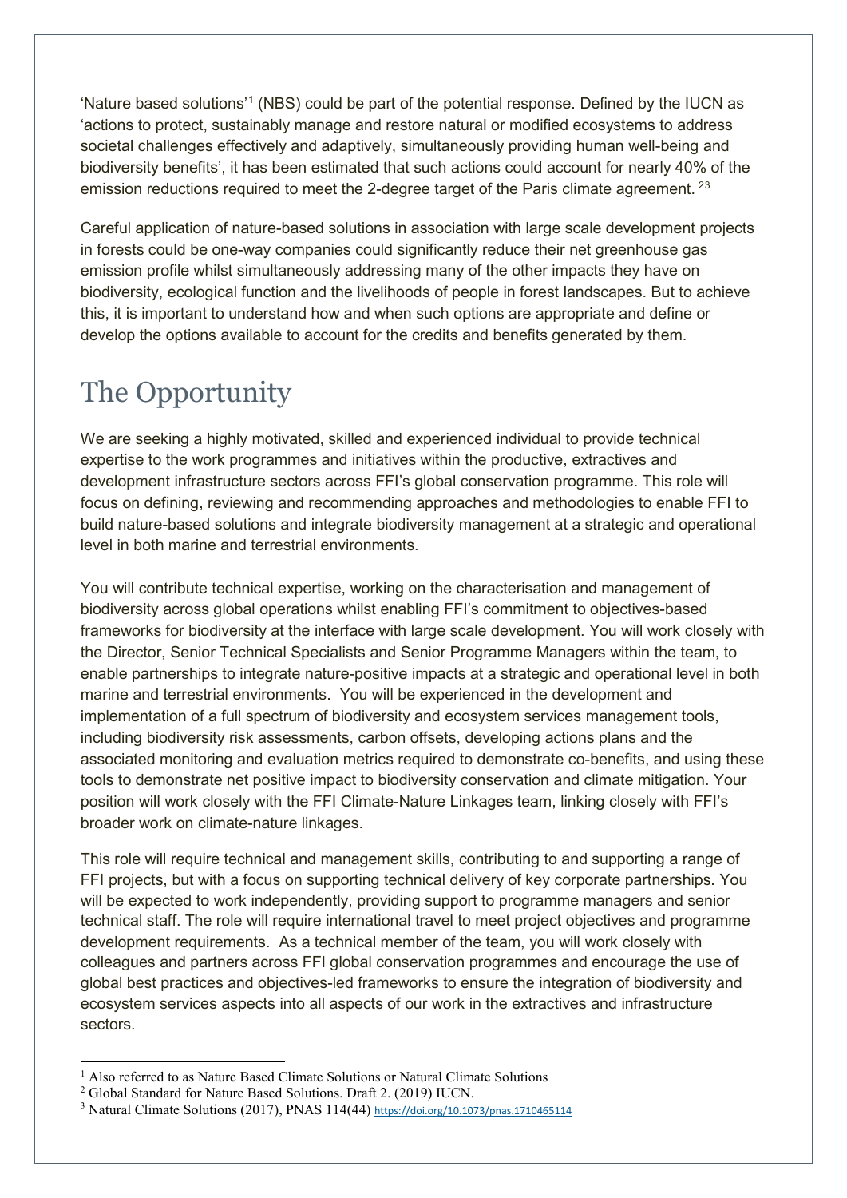'Nature based solutions'[1] (NBS) could be part of the potential response. Defined by the IUCN as 'actions to protect, sustainably manage and restore natural or modified ecosystems to address societal challenges effectively and adaptively, simultaneously providing human well-being and biodiversity benefits', it has been estimated that such actions could account for nearly 40% of the emission reductions required to meet the 2-degree target of the Paris climate agreement.[2,3]

Careful application of nature-based solutions in association with large scale development projects in forests could be one-way companies could significantly reduce their net greenhouse gas emission profile whilst simultaneously addressing many of the other impacts they have on biodiversity, ecological function and the livelihoods of people in forest landscapes. But to achieve this, it is important to understand how and when such options are appropriate and define or develop the options available to account for the credits and benefits generated by them.

# The Opportunity

We are seeking a highly motivated, skilled and experienced individual to provide technical expertise to the work programmes and initiatives within the productive, extractives and development infrastructure sectors across FFI's global conservation programme. This role will focus on defining, reviewing and recommending approaches and methodologies to enable FFI to build nature-based solutions and integrate biodiversity management at a strategic and operational level in both marine and terrestrial environments.

You will contribute technical expertise, working on the characterisation and management of biodiversity across global operations whilst enabling FFI's commitment to objectives-based frameworks for biodiversity at the interface with large scale development. You will work closely with the Director, Senior Technical Specialists and Senior Programme Managers within the team, to enable partnerships to integrate nature-positive impacts at a strategic and operational level in both marine and terrestrial environments. You will be experienced in the development and implementation of a full spectrum of biodiversity and ecosystem services management tools, including biodiversity risk assessments, carbon offsets, developing actions plans and the associated monitoring and evaluation metrics required to demonstrate co-benefits, and using these tools to demonstrate net positive impact to biodiversity conservation and climate mitigation. Your position will work closely with the FFI Climate-Nature Linkages team, linking closely with FFI's broader work on climate-nature linkages.

This role will require technical and management skills, contributing to and supporting a range of FFI projects, but with a focus on supporting technical delivery of key corporate partnerships. You will be expected to work independently, providing support to programme managers and senior technical staff. The role will require international travel to meet project objectives and programme development requirements. As a technical member of the team, you will work closely with colleagues and partners across FFI global conservation programmes and encourage the use of global best practices and objectives-led frameworks to ensure the integration of biodiversity and ecosystem services aspects into all aspects of our work in the extractives and infrastructure sectors.

---

[1] Also referred to as Nature Based Climate Solutions or Natural Climate Solutions

[2] Global Standard for Nature Based Solutions. Draft 2. (2019) IUCN.

[3] Natural Climate Solutions (2017), PNAS 114(44) https://doi.org/10.1073/pnas.1710465114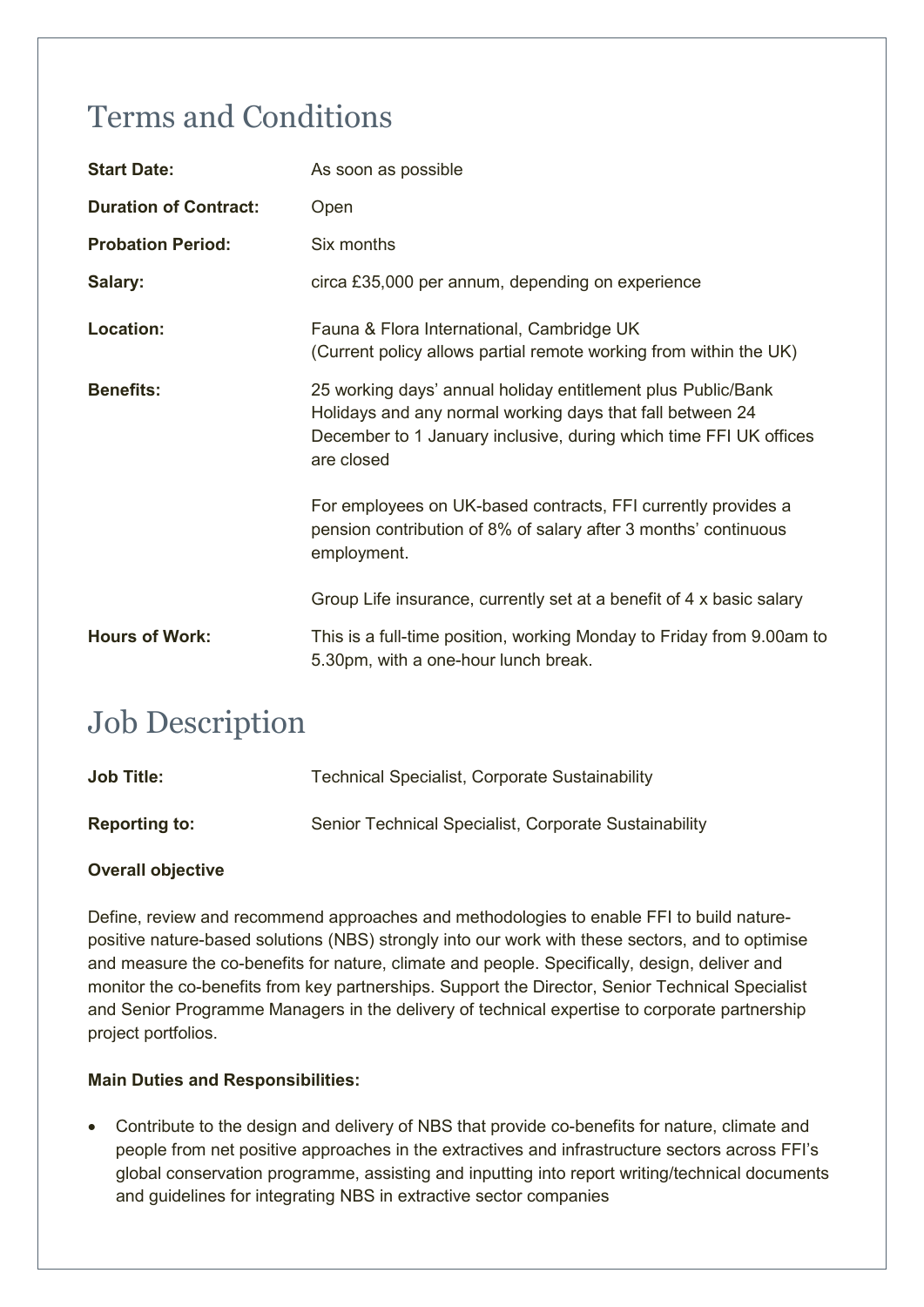# Terms and Conditions

| | |
|---|---|
| **Start Date:** | As soon as possible |
| **Duration of Contract:** | Open |
| **Probation Period:** | Six months |
| **Salary:** | circa £35,000 per annum, depending on experience |
| **Location:** | Fauna & Flora International, Cambridge UK (Current policy allows partial remote working from within the UK) |
| **Benefits:** | 25 working days' annual holiday entitlement plus Public/Bank Holidays and any normal working days that fall between 24 December to 1 January inclusive, during which time FFI UK offices are closed<br><br>For employees on UK-based contracts, FFI currently provides a pension contribution of 8% of salary after 3 months' continuous employment.<br><br>Group Life insurance, currently set at a benefit of 4 x basic salary |
| **Hours of Work:** | This is a full-time position, working Monday to Friday from 9.00am to 5.30pm, with a one-hour lunch break. |

# Job Description

| | |
|---|---|
| **Job Title:** | Technical Specialist, Corporate Sustainability |
| **Reporting to:** | Senior Technical Specialist, Corporate Sustainability |

**Overall objective**

Define, review and recommend approaches and methodologies to enable FFI to build nature-positive nature-based solutions (NBS) strongly into our work with these sectors, and to optimise and measure the co-benefits for nature, climate and people. Specifically, design, deliver and monitor the co-benefits from key partnerships. Support the Director, Senior Technical Specialist and Senior Programme Managers in the delivery of technical expertise to corporate partnership project portfolios.

**Main Duties and Responsibilities:**

- Contribute to the design and delivery of NBS that provide co-benefits for nature, climate and people from net positive approaches in the extractives and infrastructure sectors across FFI's global conservation programme, assisting and inputting into report writing/technical documents and guidelines for integrating NBS in extractive sector companies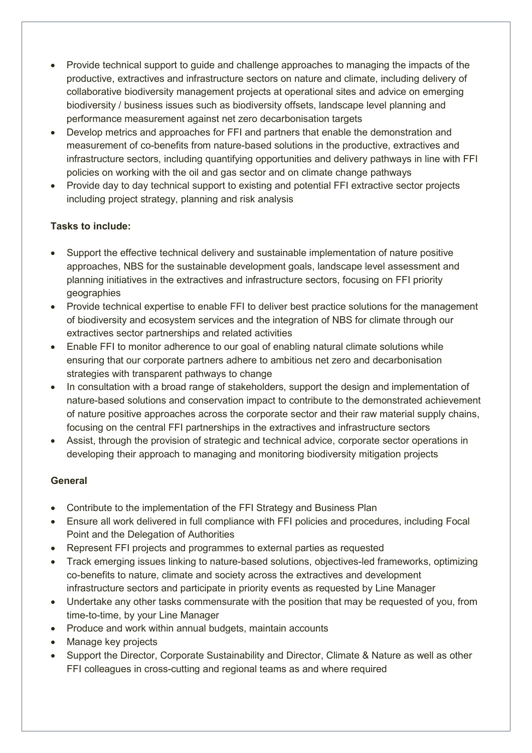- Provide technical support to guide and challenge approaches to managing the impacts of the productive, extractives and infrastructure sectors on nature and climate, including delivery of collaborative biodiversity management projects at operational sites and advice on emerging biodiversity / business issues such as biodiversity offsets, landscape level planning and performance measurement against net zero decarbonisation targets
- Develop metrics and approaches for FFI and partners that enable the demonstration and measurement of co-benefits from nature-based solutions in the productive, extractives and infrastructure sectors, including quantifying opportunities and delivery pathways in line with FFI policies on working with the oil and gas sector and on climate change pathways
- Provide day to day technical support to existing and potential FFI extractive sector projects including project strategy, planning and risk analysis

**Tasks to include:**

- Support the effective technical delivery and sustainable implementation of nature positive approaches, NBS for the sustainable development goals, landscape level assessment and planning initiatives in the extractives and infrastructure sectors, focusing on FFI priority geographies
- Provide technical expertise to enable FFI to deliver best practice solutions for the management of biodiversity and ecosystem services and the integration of NBS for climate through our extractives sector partnerships and related activities
- Enable FFI to monitor adherence to our goal of enabling natural climate solutions while ensuring that our corporate partners adhere to ambitious net zero and decarbonisation strategies with transparent pathways to change
- In consultation with a broad range of stakeholders, support the design and implementation of nature-based solutions and conservation impact to contribute to the demonstrated achievement of nature positive approaches across the corporate sector and their raw material supply chains, focusing on the central FFI partnerships in the extractives and infrastructure sectors
- Assist, through the provision of strategic and technical advice, corporate sector operations in developing their approach to managing and monitoring biodiversity mitigation projects

**General**

- Contribute to the implementation of the FFI Strategy and Business Plan
- Ensure all work delivered in full compliance with FFI policies and procedures, including Focal Point and the Delegation of Authorities
- Represent FFI projects and programmes to external parties as requested
- Track emerging issues linking to nature-based solutions, objectives-led frameworks, optimizing co-benefits to nature, climate and society across the extractives and development infrastructure sectors and participate in priority events as requested by Line Manager
- Undertake any other tasks commensurate with the position that may be requested of you, from time-to-time, by your Line Manager
- Produce and work within annual budgets, maintain accounts
- Manage key projects
- Support the Director, Corporate Sustainability and Director, Climate & Nature as well as other FFI colleagues in cross-cutting and regional teams as and where required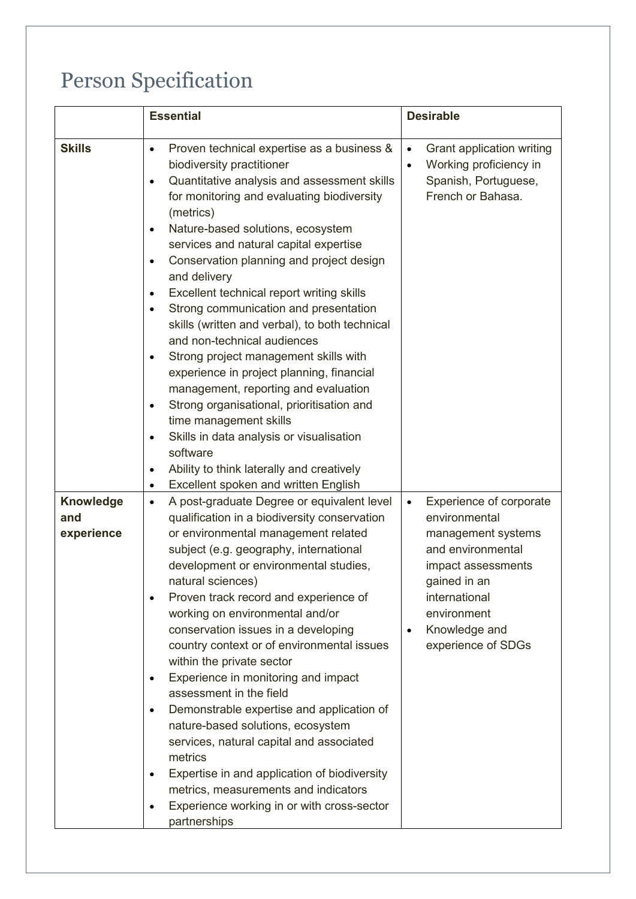# Person Specification

| | Essential | Desirable |
|---|---|---|
| **Skills** | • Proven technical expertise as a business & biodiversity practitioner<br>• Quantitative analysis and assessment skills for monitoring and evaluating biodiversity (metrics)<br>• Nature-based solutions, ecosystem services and natural capital expertise<br>• Conservation planning and project design and delivery<br>• Excellent technical report writing skills<br>• Strong communication and presentation skills (written and verbal), to both technical and non-technical audiences<br>• Strong project management skills with experience in project planning, financial management, reporting and evaluation<br>• Strong organisational, prioritisation and time management skills<br>• Skills in data analysis or visualisation software<br>• Ability to think laterally and creatively<br>• Excellent spoken and written English | • Grant application writing<br>• Working proficiency in Spanish, Portuguese, French or Bahasa. |
| **Knowledge and experience** | • A post-graduate Degree or equivalent level qualification in a biodiversity conservation or environmental management related subject (e.g. geography, international development or environmental studies, natural sciences)<br>• Proven track record and experience of working on environmental and/or conservation issues in a developing country context or of environmental issues within the private sector<br>• Experience in monitoring and impact assessment in the field<br>• Demonstrable expertise and application of nature-based solutions, ecosystem services, natural capital and associated metrics<br>• Expertise in and application of biodiversity metrics, measurements and indicators<br>• Experience working in or with cross-sector partnerships | • Experience of corporate environmental management systems and environmental impact assessments gained in an international environment<br>• Knowledge and experience of SDGs |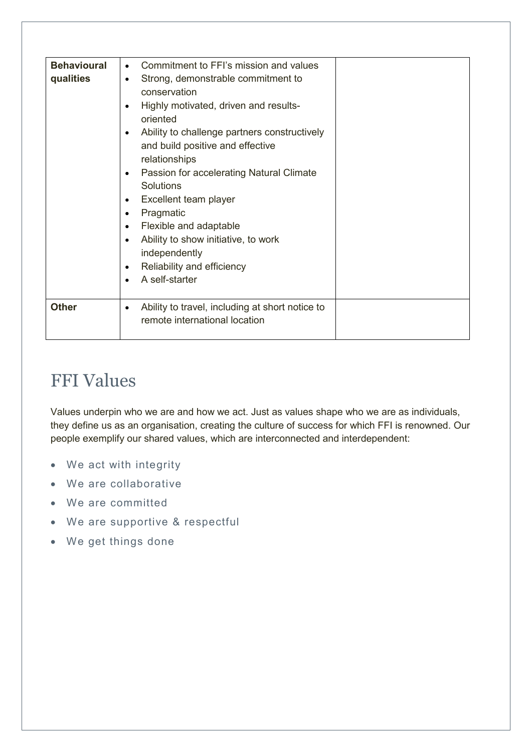| | | |
|---|---|---|
| **Behavioural qualities** | • Commitment to FFI's mission and values<br>• Strong, demonstrable commitment to conservation<br>• Highly motivated, driven and results-oriented<br>• Ability to challenge partners constructively and build positive and effective relationships<br>• Passion for accelerating Natural Climate Solutions<br>• Excellent team player<br>• Pragmatic<br>• Flexible and adaptable<br>• Ability to show initiative, to work independently<br>• Reliability and efficiency<br>• A self-starter | |
| **Other** | • Ability to travel, including at short notice to remote international location | |

# FFI Values

Values underpin who we are and how we act. Just as values shape who we are as individuals, they define us as an organisation, creating the culture of success for which FFI is renowned. Our people exemplify our shared values, which are interconnected and interdependent:

- We act with integrity
- We are collaborative
- We are committed
- We are supportive & respectful
- We get things done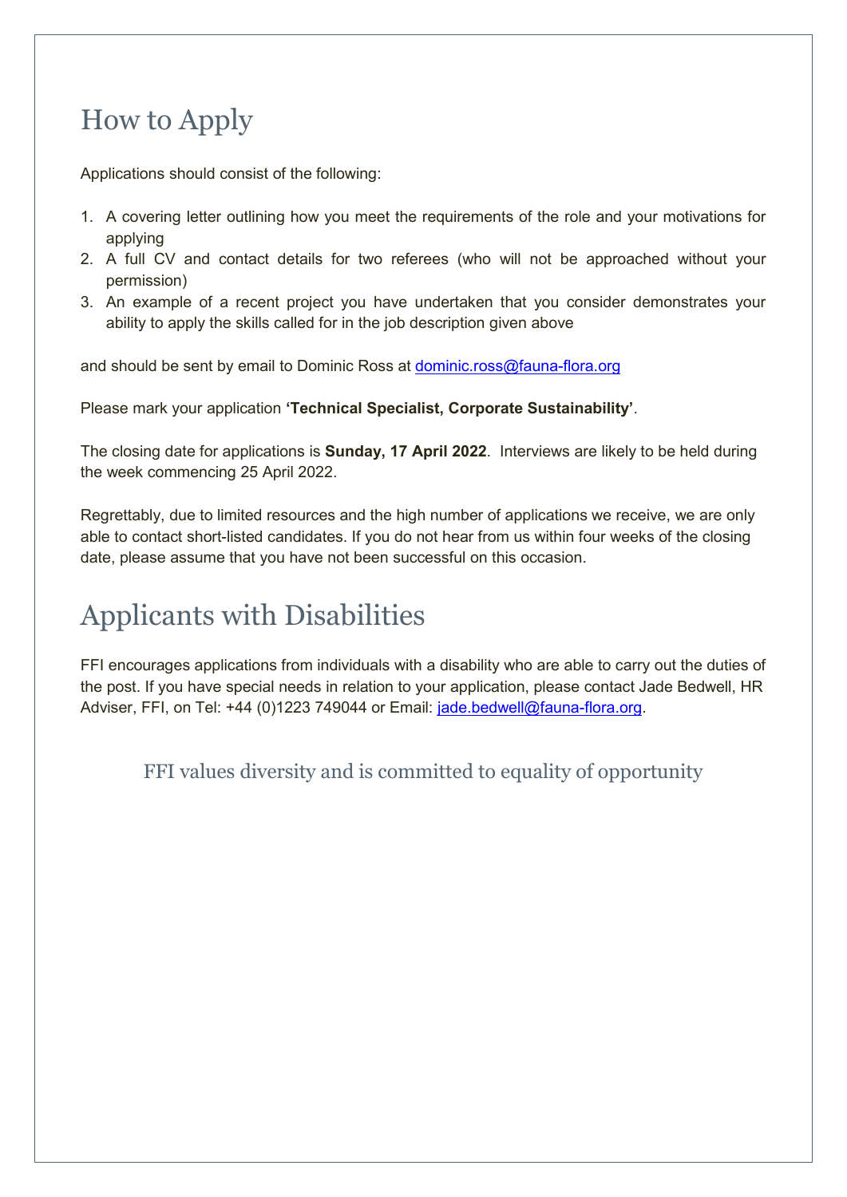# How to Apply

Applications should consist of the following:

1. A covering letter outlining how you meet the requirements of the role and your motivations for applying
2. A full CV and contact details for two referees (who will not be approached without your permission)
3. An example of a recent project you have undertaken that you consider demonstrates your ability to apply the skills called for in the job description given above

and should be sent by email to Dominic Ross at dominic.ross@fauna-flora.org

Please mark your application **'Technical Specialist, Corporate Sustainability'**.

The closing date for applications is **Sunday, 17 April 2022**. Interviews are likely to be held during the week commencing 25 April 2022.

Regrettably, due to limited resources and the high number of applications we receive, we are only able to contact short-listed candidates. If you do not hear from us within four weeks of the closing date, please assume that you have not been successful on this occasion.

# Applicants with Disabilities

FFI encourages applications from individuals with a disability who are able to carry out the duties of the post. If you have special needs in relation to your application, please contact Jade Bedwell, HR Adviser, FFI, on Tel: +44 (0)1223 749044 or Email: jade.bedwell@fauna-flora.org.

FFI values diversity and is committed to equality of opportunity